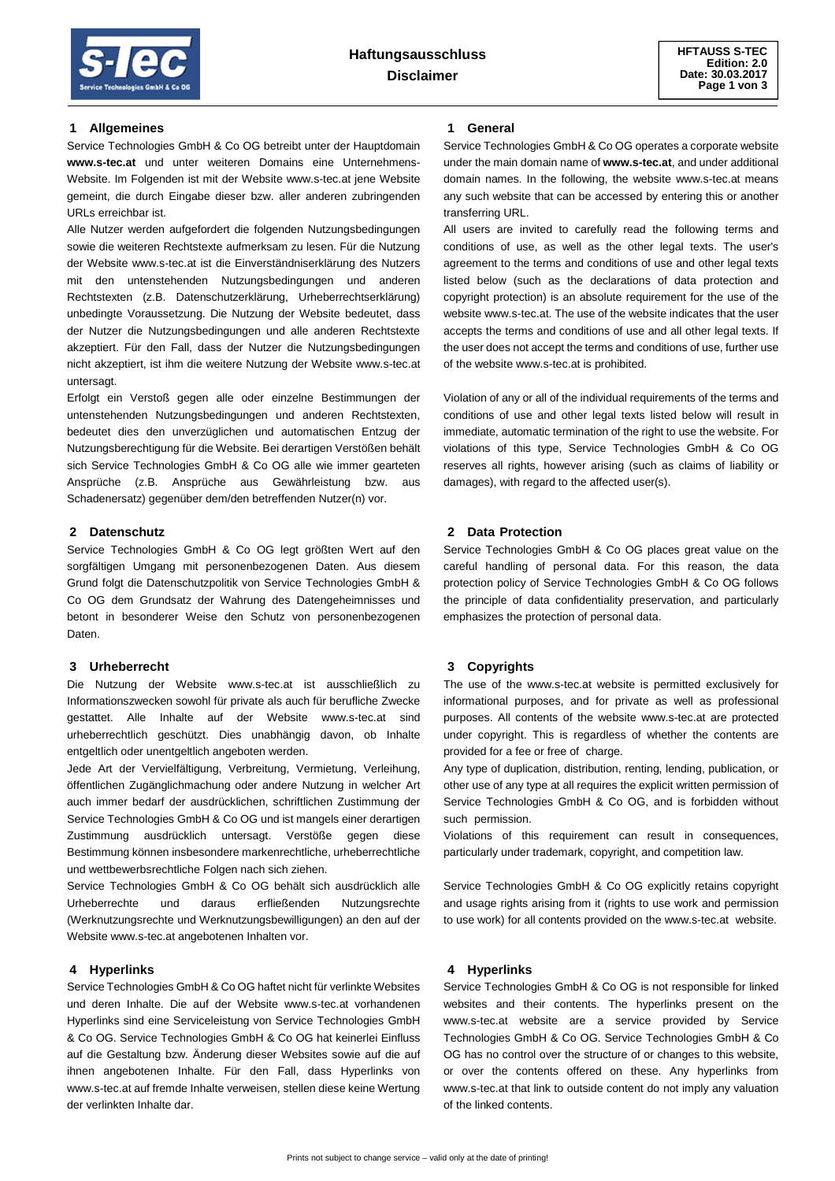# Haftungsausschluss
# Disclaimer

HFTAUSS S-TEC
Edition: 2.0
Date: 30.03.2017

## 1 Allgemeines

Service Technologies GmbH & Co OG betreibt unter der Hauptdomain **www.s-tec.at** und unter weiteren Domains eine Unternehmens-Website. Im Folgenden ist mit der Website www.s-tec.at jene Website gemeint, die durch Eingabe dieser bzw. aller anderen zubringenden URLs erreichbar ist.

Alle Nutzer werden aufgefordert die folgenden Nutzungsbedingungen sowie die weiteren Rechtstexte aufmerksam zu lesen. Für die Nutzung der Website www.s-tec.at ist die Einverständniserklärung des Nutzers mit den untenstehenden Nutzungsbedingungen und anderen Rechtstexten (z.B. Datenschutzerklärung, Urheberrechtserklärung) unbedingte Voraussetzung. Die Nutzung der Website bedeutet, dass der Nutzer die Nutzungsbedingungen und alle anderen Rechtstexte akzeptiert. Für den Fall, dass der Nutzer die Nutzungsbedingungen nicht akzeptiert, ist ihm die weitere Nutzung der Website www.s-tec.at untersagt.

Erfolgt ein Verstoß gegen alle oder einzelne Bestimmungen der untenstehenden Nutzungsbedingungen und anderen Rechtstexten, bedeutet dies den unverzüglichen und automatischen Entzug der Nutzungsberechtigung für die Website. Bei derartigen Verstößen behält sich Service Technologies GmbH & Co OG alle wie immer gearteten Ansprüche (z.B. Ansprüche aus Gewährleistung bzw. aus Schadenersatz) gegenüber dem/den betreffenden Nutzer(n) vor.

## 2 Datenschutz

Service Technologies GmbH & Co OG legt größten Wert auf den sorgfältigen Umgang mit personenbezogenen Daten. Aus diesem Grund folgt die Datenschutzpolitik von Service Technologies GmbH & Co OG dem Grundsatz der Wahrung des Datengeheimnisses und betont in besonderer Weise den Schutz von personenbezogenen Daten.

## 3 Urheberrecht

Die Nutzung der Website www.s-tec.at ist ausschließlich zu Informationszwecken sowohl für private als auch für berufliche Zwecke gestattet. Alle Inhalte auf der Website www.s-tec.at sind urheberrechtlich geschützt. Dies unabhängig davon, ob Inhalte entgeltlich oder unentgeltlich angeboten werden.

Jede Art der Vervielfältigung, Verbreitung, Vermietung, Verleihung, öffentlichen Zugänglichmachung oder andere Nutzung in welcher Art auch immer bedarf der ausdrücklichen, schriftlichen Zustimmung der Service Technologies GmbH & Co OG und ist mangels einer derartigen Zustimmung ausdrücklich untersagt. Verstöße gegen diese Bestimmung können insbesondere markenrechtliche, urheberrechtliche und wettbewerbsrechtliche Folgen nach sich ziehen.

Service Technologies GmbH & Co OG behält sich ausdrücklich alle Urheberrechte und daraus erfließenden Nutzungsrechte (Werknutzungsrechte und Werknutzungsbewilligungen) an den auf der Website www.s-tec.at angebotenen Inhalten vor.

## 4 Hyperlinks

Service Technologies GmbH & Co OG haftet nicht für verlinkte Websites und deren Inhalte. Die auf der Website www.s-tec.at vorhandenen Hyperlinks sind eine Serviceleistung von Service Technologies GmbH & Co OG. Service Technologies GmbH & Co OG hat keinerlei Einfluss auf die Gestaltung bzw. Änderung dieser Websites sowie auf die auf ihnen angebotenen Inhalte. Für den Fall, dass Hyperlinks von www.s-tec.at auf fremde Inhalte verweisen, stellen diese keine Wertung der verlinkten Inhalte dar.

## 1 General

Service Technologies GmbH & Co OG operates a corporate website under the main domain name of **www.s-tec.at**, and under additional domain names. In the following, the website www.s-tec.at means any such website that can be accessed by entering this or another transferring URL.

All users are invited to carefully read the following terms and conditions of use, as well as the other legal texts. The user's agreement to the terms and conditions of use and other legal texts listed below (such as the declarations of data protection and copyright protection) is an absolute requirement for the use of the website www.s-tec.at. The use of the website indicates that the user accepts the terms and conditions of use and all other legal texts. If the user does not accept the terms and conditions of use, further use of the website www.s-tec.at is prohibited.

Violation of any or all of the individual requirements of the terms and conditions of use and other legal texts listed below will result in immediate, automatic termination of the right to use the website. For violations of this type, Service Technologies GmbH & Co OG reserves all rights, however arising (such as claims of liability or damages), with regard to the affected user(s).

## 2 Data Protection

Service Technologies GmbH & Co OG places great value on the careful handling of personal data. For this reason, the data protection policy of Service Technologies GmbH & Co OG follows the principle of data confidentiality preservation, and particularly emphasizes the protection of personal data.

## 3 Copyrights

The use of the www.s-tec.at website is permitted exclusively for informational purposes, and for private as well as professional purposes. All contents of the website www.s-tec.at are protected under copyright. This is regardless of whether the contents are provided for a fee or free of charge.

Any type of duplication, distribution, renting, lending, publication, or other use of any type at all requires the explicit written permission of Service Technologies GmbH & Co OG, and is forbidden without such permission.

Violations of this requirement can result in consequences, particularly under trademark, copyright, and competition law.

Service Technologies GmbH & Co OG explicitly retains copyright and usage rights arising from it (rights to use work and permission to use work) for all contents provided on the www.s-tec.at website.

## 4 Hyperlinks

Service Technologies GmbH & Co OG is not responsible for linked websites and their contents. The hyperlinks present on the www.s-tec.at website are a service provided by Service Technologies GmbH & Co OG. Service Technologies GmbH & Co OG has no control over the structure of or changes to this website, or over the contents offered on these. Any hyperlinks from www.s-tec.at that link to outside content do not imply any valuation of the linked contents.

Prints not subject to change service – valid only at the date of printing!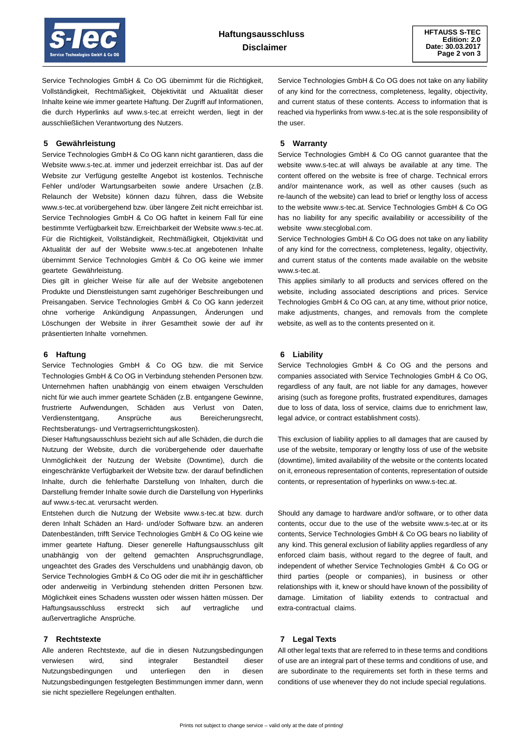Service Technologies GmbH & Co OG übernimmt für die Richtigkeit, Vollständigkeit, Rechtmäßigkeit, Objektivität und Aktualität dieser Inhalte keine wie immer geartete Haftung. Der Zugriff auf Informationen, die durch Hyperlinks auf www.s-tec.at erreicht werden, liegt in der ausschließlichen Verantwortung des Nutzers.

## 5 Gewährleistung

Service Technologies GmbH & Co OG kann nicht garantieren, dass die Website www.s-tec.at. immer und jederzeit erreichbar ist. Das auf der Website zur Verfügung gestellte Angebot ist kostenlos. Technische Fehler und/oder Wartungsarbeiten sowie andere Ursachen (z.B. Relaunch der Website) können dazu führen, dass die Website www.s-tec.at vorübergehend bzw. über längere Zeit nicht erreichbar ist. Service Technologies GmbH & Co OG haftet in keinem Fall für eine bestimmte Verfügbarkeit bzw. Erreichbarkeit der Website www.s-tec.at. Für die Richtigkeit, Vollständigkeit, Rechtmäßigkeit, Objektivität und Aktualität der auf der Website www.s-tec.at angebotenen Inhalte übernimmt Service Technologies GmbH & Co OG keine wie immer geartete Gewährleistung.

Dies gilt in gleicher Weise für alle auf der Website angebotenen Produkte und Dienstleistungen samt zugehöriger Beschreibungen und Preisangaben. Service Technologies GmbH & Co OG kann jederzeit ohne vorherige Ankündigung Anpassungen, Änderungen und Löschungen der Website in ihrer Gesamtheit sowie der auf ihr präsentierten Inhalte vornehmen.

## 6 Haftung

Service Technologies GmbH & Co OG bzw. die mit Service Technologies GmbH & Co OG in Verbindung stehenden Personen bzw. Unternehmen haften unabhängig von einem etwaigen Verschulden nicht für wie auch immer geartete Schäden (z.B. entgangene Gewinne, frustrierte Aufwendungen, Schäden aus Verlust von Daten, Verdienstentgang, Ansprüche aus Bereicherungsrecht, Rechtsberatungs- und Vertragserrichtungskosten).

Dieser Haftungsausschluss bezieht sich auf alle Schäden, die durch die Nutzung der Website, durch die vorübergehende oder dauerhafte Unmöglichkeit der Nutzung der Website (Downtime), durch die eingeschränkte Verfügbarkeit der Website bzw. der darauf befindlichen Inhalte, durch die fehlerhafte Darstellung von Inhalten, durch die Darstellung fremder Inhalte sowie durch die Darstellung von Hyperlinks auf www.s-tec.at. verursacht werden.

Entstehen durch die Nutzung der Website www.s-tec.at bzw. durch deren Inhalt Schäden an Hard- und/oder Software bzw. an anderen Datenbeständen, trifft Service Technologies GmbH & Co OG keine wie immer geartete Haftung. Dieser generelle Haftungsausschluss gilt unabhängig von der geltend gemachten Anspruchsgrundlage, ungeachtet des Grades des Verschuldens und unabhängig davon, ob Service Technologies GmbH & Co OG oder die mit ihr in geschäftlicher oder anderweitig in Verbindung stehenden dritten Personen bzw. Möglichkeit eines Schadens wussten oder wissen hätten müssen. Der Haftungsausschluss erstreckt sich auf vertragliche und außervertragliche Ansprüche.

## 7 Rechtstexte

Alle anderen Rechtstexte, auf die in diesen Nutzungsbedingungen verwiesen wird, sind integraler Bestandteil dieser Nutzungsbedingungen und unterliegen den in diesen Nutzungsbedingungen festgelegten Bestimmungen immer dann, wenn sie nicht speziellere Regelungen enthalten.

---

Service Technologies GmbH & Co OG does not take on any liability of any kind for the correctness, completeness, legality, objectivity, and current status of these contents. Access to information that is reached via hyperlinks from www.s-tec.at is the sole responsibility of the user.

## 5 Warranty

Service Technologies GmbH & Co OG cannot guarantee that the website www.s-tec.at will always be available at any time. The content offered on the website is free of charge. Technical errors and/or maintenance work, as well as other causes (such as re-launch of the website) can lead to brief or lengthy loss of access to the website www.s-tec.at. Service Technologies GmbH & Co OG has no liability for any specific availability or accessibility of the website www.stecglobal.com.

Service Technologies GmbH & Co OG does not take on any liability of any kind for the correctness, completeness, legality, objectivity, and current status of the contents made available on the website www.s-tec.at.

This applies similarly to all products and services offered on the website, including associated descriptions and prices. Service Technologies GmbH & Co OG can, at any time, without prior notice, make adjustments, changes, and removals from the complete website, as well as to the contents presented on it.

## 6 Liability

Service Technologies GmbH & Co OG and the persons and companies associated with Service Technologies GmbH & Co OG, regardless of any fault, are not liable for any damages, however arising (such as foregone profits, frustrated expenditures, damages due to loss of data, loss of service, claims due to enrichment law, legal advice, or contract establishment costs).

This exclusion of liability applies to all damages that are caused by use of the website, temporary or lengthy loss of use of the website (downtime), limited availability of the website or the contents located on it, erroneous representation of contents, representation of outside contents, or representation of hyperlinks on www.s-tec.at.

Should any damage to hardware and/or software, or to other data contents, occur due to the use of the website www.s-tec.at or its contents, Service Technologies GmbH & Co OG bears no liability of any kind. This general exclusion of liability applies regardless of any enforced claim basis, without regard to the degree of fault, and independent of whether Service Technologies GmbH & Co OG or third parties (people or companies), in business or other relationships with it, knew or should have known of the possibility of damage. Limitation of liability extends to contractual and extra-contractual claims.

## 7 Legal Texts

All other legal texts that are referred to in these terms and conditions of use are an integral part of these terms and conditions of use, and are subordinate to the requirements set forth in these terms and conditions of use whenever they do not include special regulations.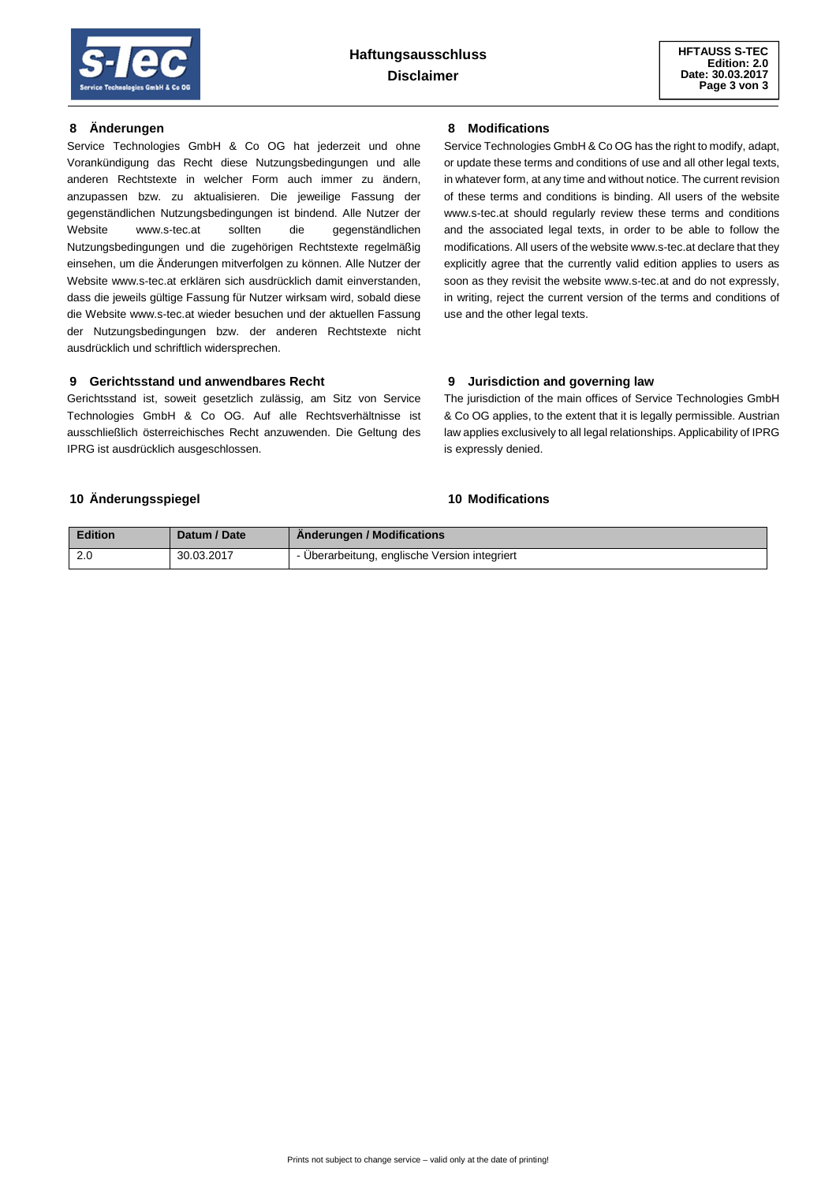## 8 Änderungen

Service Technologies GmbH & Co OG hat jederzeit und ohne Vorankündigung das Recht diese Nutzungsbedingungen und alle anderen Rechtstexte in welcher Form auch immer zu ändern, anzupassen bzw. zu aktualisieren. Die jeweilige Fassung der gegenständlichen Nutzungsbedingungen ist bindend. Alle Nutzer der Website www.s-tec.at sollten die gegenständlichen Nutzungsbedingungen und die zugehörigen Rechtstexte regelmäßig einsehen, um die Änderungen mitverfolgen zu können. Alle Nutzer der Website www.s-tec.at erklären sich ausdrücklich damit einverstanden, dass die jeweils gültige Fassung für Nutzer wirksam wird, sobald diese die Website www.s-tec.at wieder besuchen und der aktuellen Fassung der Nutzungsbedingungen bzw. der anderen Rechtstexte nicht ausdrücklich und schriftlich widersprechen.

## 8 Modifications

Service Technologies GmbH & Co OG has the right to modify, adapt, or update these terms and conditions of use and all other legal texts, in whatever form, at any time and without notice. The current revision of these terms and conditions is binding. All users of the website www.s-tec.at should regularly review these terms and conditions and the associated legal texts, in order to be able to follow the modifications. All users of the website www.s-tec.at declare that they explicitly agree that the currently valid edition applies to users as soon as they revisit the website www.s-tec.at and do not expressly, in writing, reject the current version of the terms and conditions of use and the other legal texts.

## 9 Gerichtsstand und anwendbares Recht

Gerichtsstand ist, soweit gesetzlich zulässig, am Sitz von Service Technologies GmbH & Co OG. Auf alle Rechtsverhältnisse ist ausschließlich österreichisches Recht anzuwenden. Die Geltung des IPRG ist ausdrücklich ausgeschlossen.

## 9 Jurisdiction and governing law

The jurisdiction of the main offices of Service Technologies GmbH & Co OG applies, to the extent that it is legally permissible. Austrian law applies exclusively to all legal relationships. Applicability of IPRG is expressly denied.

## 10 Änderungsspiegel

## 10 Modifications

| Edition | Datum / Date | Änderungen / Modifications |
|---|---|---|
| 2.0 | 30.03.2017 | - Überarbeitung, englische Version integriert |

Prints not subject to change service – valid only at the date of printing!